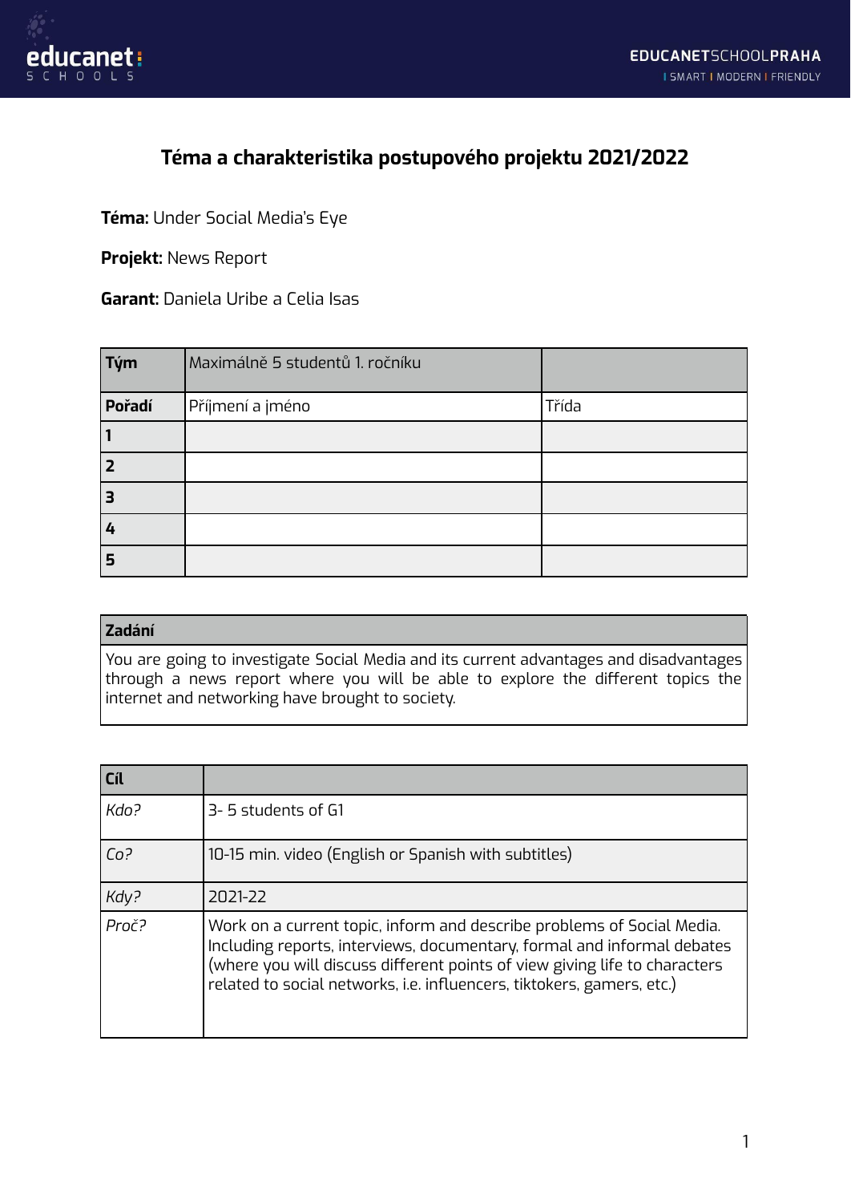# Téma a charakteristika postupového projektu 2021/2022

**Téma:** Under Social Media's Eye

**Projekt:** News Report

**Garant:** Daniela Uribe a Celia Isas

| **Tým** | Maximálně 5 studentů 1. ročníku | |
|---|---|---|
| **Pořadí** | Příjmení a jméno | Třída |
| **1** | | |
| **2** | | |
| **3** | | |
| **4** | | |
| **5** | | |

| **Zadání** |
|---|
| You are going to investigate Social Media and its current advantages and disadvantages through a news report where you will be able to explore the different topics the internet and networking have brought to society. |

| **Cíl** | |
|---|---|
| *Kdo?* | 3- 5 students of G1 |
| *Co?* | 10-15 min. video (English or Spanish with subtitles) |
| *Kdy?* | 2021-22 |
| *Proč?* | Work on a current topic, inform and describe problems of Social Media. Including reports, interviews, documentary, formal and informal debates (where you will discuss different points of view giving life to characters related to social networks, i.e. influencers, tiktokers, gamers, etc.) |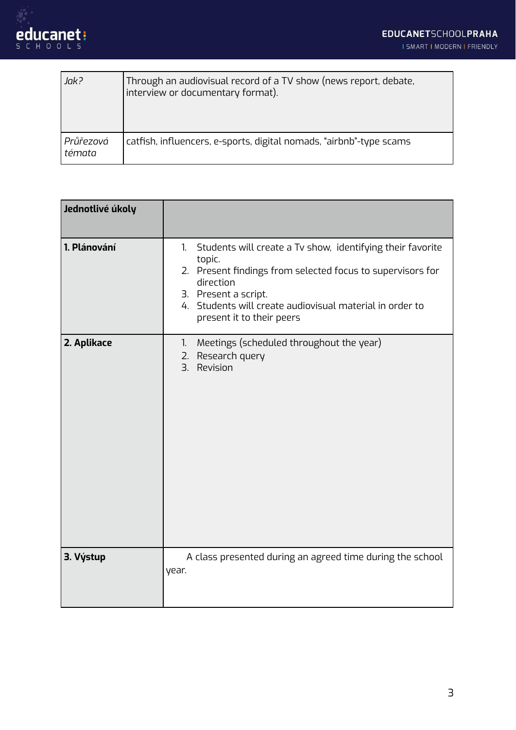| | |
|---|---|
| *Jak?* | Through an audiovisual record of a TV show (news report, debate, interview or documentary format). |
| *Průřezová témata* | catfish, influencers, e-sports, digital nomads, "airbnb"-type scams |

| **Jednotlivé úkoly** | |
|---|---|
| **1. Plánování** | 1. Students will create a Tv show, identifying their favorite topic.<br>2. Present findings from selected focus to supervisors for direction<br>3. Present a script.<br>4. Students will create audiovisual material in order to present it to their peers |
| **2. Aplikace** | 1. Meetings (scheduled throughout the year)<br>2. Research query<br>3. Revision |
| **3. Výstup** | A class presented during an agreed time during the school year. |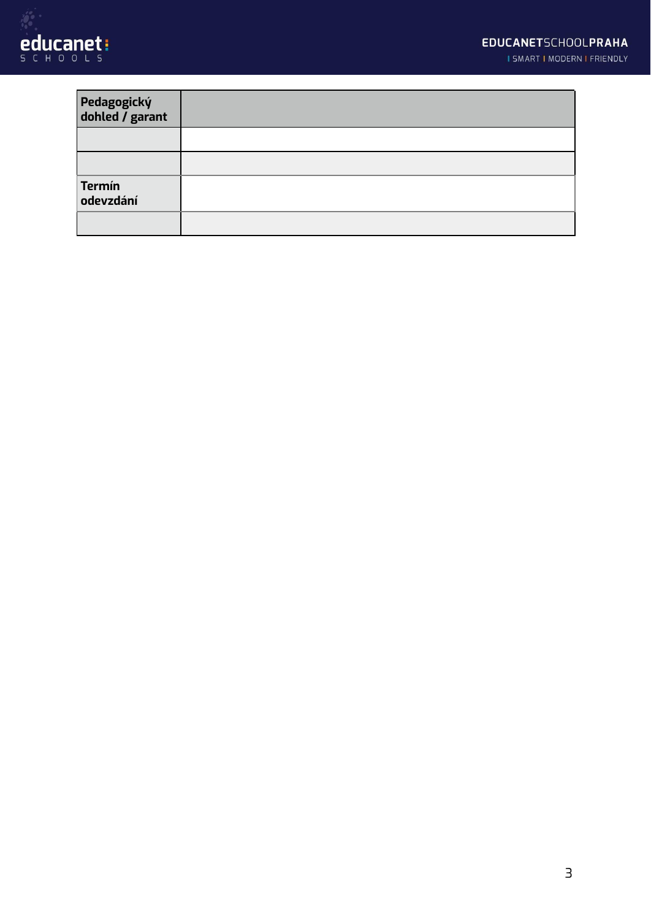| | |
|---|---|
| **Pedagogický dohled / garant** | |
| | |
| | |
| **Termín odevzdání** | |
| | |